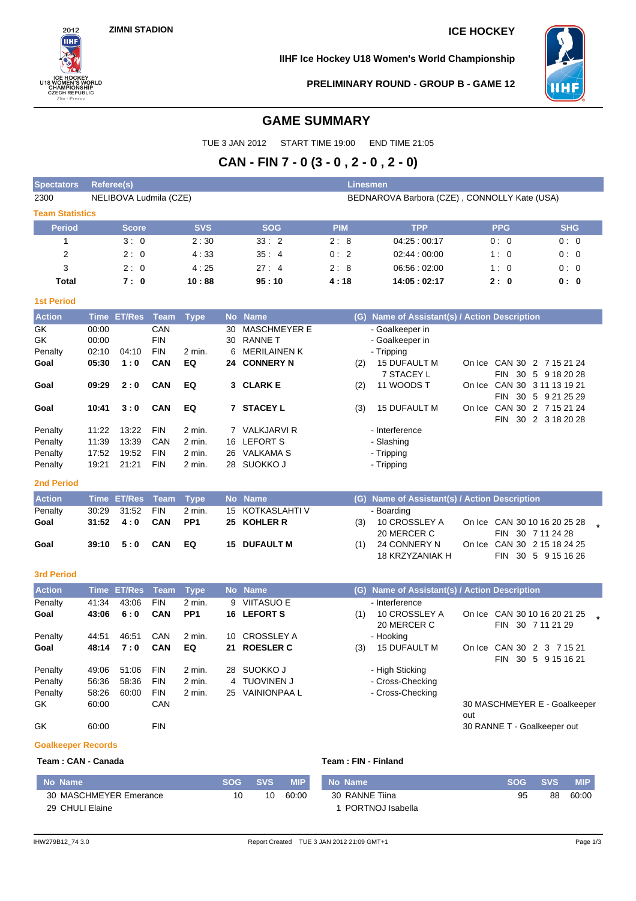ZIMNI STADION

ICE HOCKEY

IIHF Ice Hockey U18 Women's World Championship

PRELIMINARY ROUND - GROUP B - GAME 12

# GAME SUMMARY

TUE 3 JAN 2012 START TIME 19:00 END TIME 21:05

## CAN - FIN 7 - 0 (3 - 0 , 2 - 0 , 2 - 0)

| Spectators | Referee(s) | Linesmen |
|---|---|---|
| 2300 | NELIBOVA Ludmila (CZE) | BEDNAROVA Barbora (CZE) , CONNOLLY Kate (USA) |

### Team Statistics

| Period | Score | SVS | SOG | PIM | TPP | PPG | SHG |
|---|---|---|---|---|---|---|---|
| 1 | 3 : 0 | 2 : 30 | 33 : 2 | 2 : 8 | 04:25 : 00:17 | 0 : 0 | 0 : 0 |
| 2 | 2 : 0 | 4 : 33 | 35 : 4 | 0 : 2 | 02:44 : 00:00 | 1 : 0 | 0 : 0 |
| 3 | 2 : 0 | 4 : 25 | 27 : 4 | 2 : 8 | 06:56 : 02:00 | 1 : 0 | 0 : 0 |
| **Total** | **7 : 0** | **10 : 88** | **95 : 10** | **4 : 18** | **14:05 : 02:17** | **2 : 0** | **0 : 0** |

### 1st Period

| Action | Time | ET/Res | Team | Type | No | Name | (G) | Name of Assistant(s) / Action Description | |
|---|---|---|---|---|---|---|---|---|---|
| GK | 00:00 | | CAN | | 30 | MASCHMEYER E | | - Goalkeeper in | |
| GK | 00:00 | | FIN | | 30 | RANNE T | | - Goalkeeper in | |
| Penalty | 02:10 | 04:10 | FIN | 2 min. | 6 | MERILAINEN K | | - Tripping | |
| **Goal** | **05:30** | **1 : 0** | **CAN** | **EQ** | **24** | **CONNERY N** | (2) | 15 DUFAULT M<br>7 STACEY L | On Ice CAN 30 2 7 15 21 24<br>FIN 30 5 9 18 20 28 |
| **Goal** | **09:29** | **2 : 0** | **CAN** | **EQ** | **3** | **CLARK E** | (2) | 11 WOODS T | On Ice CAN 30 3 11 13 19 21<br>FIN 30 5 9 21 25 29 |
| **Goal** | **10:41** | **3 : 0** | **CAN** | **EQ** | **7** | **STACEY L** | (3) | 15 DUFAULT M | On Ice CAN 30 2 7 15 21 24<br>FIN 30 2 3 18 20 28 |
| Penalty | 11:22 | 13:22 | FIN | 2 min. | 7 | VALKJARVI R | | - Interference | |
| Penalty | 11:39 | 13:39 | CAN | 2 min. | 16 | LEFORT S | | - Slashing | |
| Penalty | 17:52 | 19:52 | FIN | 2 min. | 26 | VALKAMA S | | - Tripping | |
| Penalty | 19:21 | 21:21 | FIN | 2 min. | 28 | SUOKKO J | | - Tripping | |

### 2nd Period

| Action | Time | ET/Res | Team | Type | No | Name | (G) | Name of Assistant(s) / Action Description | |
|---|---|---|---|---|---|---|---|---|---|
| Penalty | 30:29 | 31:52 | FIN | 2 min. | 15 | KOTKASLAHTI V | | - Boarding | |
| **Goal** | **31:52** | **4 : 0** | **CAN** | **PP1** | **25** | **KOHLER R** | (3) | 10 CROSSLEY A<br>20 MERCER C | On Ice CAN 30 10 16 20 25 28 *<br>FIN 30 7 11 24 28 |
| **Goal** | **39:10** | **5 : 0** | **CAN** | **EQ** | **15** | **DUFAULT M** | (1) | 24 CONNERY N<br>18 KRZYZANIAK H | On Ice CAN 30 2 15 18 24 25<br>FIN 30 5 9 15 16 26 |

### 3rd Period

| Action | Time | ET/Res | Team | Type | No | Name | (G) | Name of Assistant(s) / Action Description | |
|---|---|---|---|---|---|---|---|---|---|
| Penalty | 41:34 | 43:06 | FIN | 2 min. | 9 | VIITASUO E | | - Interference | |
| **Goal** | **43:06** | **6 : 0** | **CAN** | **PP1** | **16** | **LEFORT S** | (1) | 10 CROSSLEY A<br>20 MERCER C | On Ice CAN 30 10 16 20 21 25 *<br>FIN 30 7 11 21 29 |
| Penalty | 44:51 | 46:51 | CAN | 2 min. | 10 | CROSSLEY A | | - Hooking | |
| **Goal** | **48:14** | **7 : 0** | **CAN** | **EQ** | **21** | **ROESLER C** | (3) | 15 DUFAULT M | On Ice CAN 30 2 3 7 15 21<br>FIN 30 5 9 15 16 21 |
| Penalty | 49:06 | 51:06 | FIN | 2 min. | 28 | SUOKKO J | | - High Sticking | |
| Penalty | 56:36 | 58:36 | FIN | 2 min. | 4 | TUOVINEN J | | - Cross-Checking | |
| Penalty | 58:26 | 60:00 | FIN | 2 min. | 25 | VAINIONPAA L | | - Cross-Checking | |
| GK | 60:00 | | CAN | | | | | | 30 MASCHMEYER E - Goalkeeper out |
| GK | 60:00 | | FIN | | | | | | 30 RANNE T - Goalkeeper out |

### Goalkeeper Records

**Team : CAN - Canada**

| No | Name | SOG | SVS | MIP |
|---|---|---|---|---|
| 30 | MASCHMEYER Emerance | 10 | 10 | 60:00 |
| 29 | CHULI Elaine | | | |

**Team : FIN - Finland**

| No | Name | SOG | SVS | MIP |
|---|---|---|---|---|
| 30 | RANNE Tiina | 95 | 88 | 60:00 |
| 1 | PORTNOJ Isabella | | | |

IHW279B12_74 3.0 Report Created TUE 3 JAN 2012 21:09 GMT+1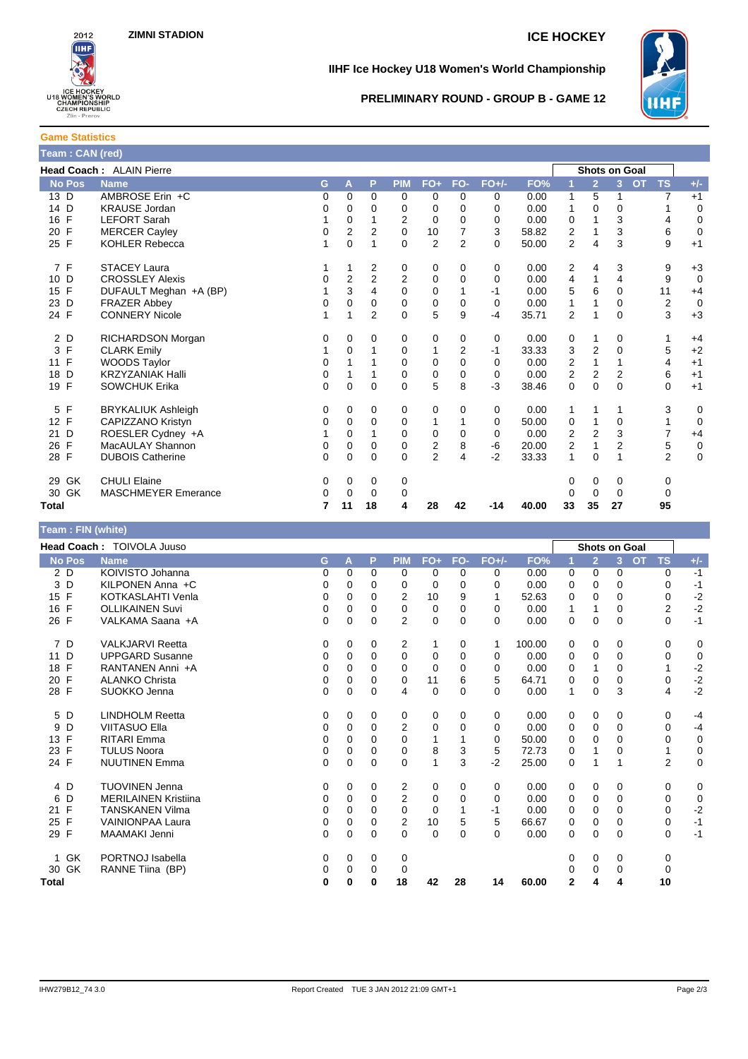ZIMNI STADION

ICE HOCKEY

IIHF Ice Hockey U18 Women's World Championship

PRELIMINARY ROUND - GROUP B - GAME 12

## Game Statistics

### Team : CAN (red)

**Head Coach :** ALAIN Pierre

| No | Pos | Name | G | A | P | PIM | FO+ | FO- | FO+/- | FO% | Shots on Goal 1 | 2 | 3 | OT | TS | +/- |
|---|---|---|---|---|---|---|---|---|---|---|---|---|---|---|---|---|
| 13 | D | AMBROSE Erin +C | 0 | 0 | 0 | 0 | 0 | 0 | 0 | 0.00 | 1 | 5 | 1 | | 7 | +1 |
| 14 | D | KRAUSE Jordan | 0 | 0 | 0 | 0 | 0 | 0 | 0 | 0.00 | 1 | 0 | 0 | | 1 | 0 |
| 16 | F | LEFORT Sarah | 1 | 0 | 1 | 2 | 0 | 0 | 0 | 0.00 | 0 | 1 | 3 | | 4 | 0 |
| 20 | F | MERCER Cayley | 0 | 2 | 2 | 0 | 10 | 7 | 3 | 58.82 | 2 | 1 | 3 | | 6 | 0 |
| 25 | F | KOHLER Rebecca | 1 | 0 | 1 | 0 | 2 | 2 | 0 | 50.00 | 2 | 4 | 3 | | 9 | +1 |
| 7 | F | STACEY Laura | 1 | 1 | 2 | 0 | 0 | 0 | 0 | 0.00 | 2 | 4 | 3 | | 9 | +3 |
| 10 | D | CROSSLEY Alexis | 0 | 2 | 2 | 0 | 0 | 0 | 0 | 0.00 | 4 | 1 | 4 | | 9 | 0 |
| 15 | F | DUFAULT Meghan +A (BP) | 1 | 3 | 4 | 0 | 0 | 1 | -1 | 0.00 | 5 | 6 | 0 | | 11 | +4 |
| 23 | D | FRAZER Abbey | 0 | 0 | 0 | 0 | 0 | 0 | 0 | 0.00 | 1 | 1 | 0 | | 2 | 0 |
| 24 | F | CONNERY Nicole | 1 | 1 | 2 | 0 | 5 | 9 | -4 | 35.71 | 2 | 1 | 0 | | 3 | +3 |
| 2 | D | RICHARDSON Morgan | 0 | 0 | 0 | 0 | 0 | 0 | 0 | 0.00 | 0 | 1 | 0 | | 1 | +4 |
| 3 | F | CLARK Emily | 1 | 0 | 1 | 0 | 1 | 2 | -1 | 33.33 | 3 | 2 | 0 | | 5 | +2 |
| 11 | F | WOODS Taylor | 0 | 1 | 1 | 0 | 0 | 0 | 0 | 0.00 | 2 | 1 | 1 | | 4 | +1 |
| 18 | D | KRZYZANIAK Halli | 0 | 1 | 1 | 0 | 0 | 0 | 0 | 0.00 | 2 | 2 | 2 | | 6 | +1 |
| 19 | F | SOWCHUK Erika | 0 | 0 | 0 | 0 | 5 | 8 | -3 | 38.46 | 0 | 0 | 0 | | 0 | +1 |
| 5 | F | BRYKALIUK Ashleigh | 0 | 0 | 0 | 0 | 0 | 0 | 0 | 0.00 | 1 | 1 | 1 | | 3 | 0 |
| 12 | F | CAPIZZANO Kristyn | 0 | 0 | 0 | 0 | 1 | 1 | 0 | 50.00 | 0 | 1 | 0 | | 1 | 0 |
| 21 | D | ROESLER Cydney +A | 1 | 0 | 1 | 0 | 0 | 0 | 0 | 0.00 | 2 | 2 | 3 | | 7 | +4 |
| 26 | F | MacAULAY Shannon | 0 | 0 | 0 | 0 | 2 | 8 | -6 | 20.00 | 2 | 1 | 2 | | 5 | 0 |
| 28 | F | DUBOIS Catherine | 0 | 0 | 0 | 0 | 2 | 4 | -2 | 33.33 | 1 | 0 | 1 | | 2 | 0 |
| 29 | GK | CHULI Elaine | 0 | 0 | 0 | 0 | | | | | 0 | 0 | 0 | | 0 | |
| 30 | GK | MASCHMEYER Emerance | 0 | 0 | 0 | 0 | | | | | 0 | 0 | 0 | | 0 | |
| **Total** | | | **7** | **11** | **18** | **4** | **28** | **42** | **-14** | **40.00** | **33** | **35** | **27** | | **95** | |

### Team : FIN (white)

**Head Coach :** TOIVOLA Juuso

| No | Pos | Name | G | A | P | PIM | FO+ | FO- | FO+/- | FO% | Shots on Goal 1 | 2 | 3 | OT | TS | +/- |
|---|---|---|---|---|---|---|---|---|---|---|---|---|---|---|---|---|
| 2 | D | KOIVISTO Johanna | 0 | 0 | 0 | 0 | 0 | 0 | 0 | 0.00 | 0 | 0 | 0 | | 0 | -1 |
| 3 | D | KILPONEN Anna +C | 0 | 0 | 0 | 0 | 0 | 0 | 0 | 0.00 | 0 | 0 | 0 | | 0 | -1 |
| 15 | F | KOTKASLAHTI Venla | 0 | 0 | 0 | 2 | 10 | 9 | 1 | 52.63 | 0 | 0 | 0 | | 0 | -2 |
| 16 | F | OLLIKAINEN Suvi | 0 | 0 | 0 | 0 | 0 | 0 | 0 | 0.00 | 1 | 1 | 0 | | 2 | -2 |
| 26 | F | VALKAMA Saana +A | 0 | 0 | 0 | 2 | 0 | 0 | 0 | 0.00 | 0 | 0 | 0 | | 0 | -1 |
| 7 | D | VALKJARVI Reetta | 0 | 0 | 0 | 2 | 1 | 0 | 1 | 100.00 | 0 | 0 | 0 | | 0 | 0 |
| 11 | D | UPPGARD Susanne | 0 | 0 | 0 | 0 | 0 | 0 | 0 | 0.00 | 0 | 0 | 0 | | 0 | 0 |
| 18 | F | RANTANEN Anni +A | 0 | 0 | 0 | 0 | 0 | 0 | 0 | 0.00 | 0 | 1 | 0 | | 1 | -2 |
| 20 | F | ALANKO Christa | 0 | 0 | 0 | 0 | 11 | 6 | 5 | 64.71 | 0 | 0 | 0 | | 0 | -2 |
| 28 | F | SUOKKO Jenna | 0 | 0 | 0 | 4 | 0 | 0 | 0 | 0.00 | 1 | 0 | 3 | | 4 | -2 |
| 5 | D | LINDHOLM Reetta | 0 | 0 | 0 | 0 | 0 | 0 | 0 | 0.00 | 0 | 0 | 0 | | 0 | -4 |
| 9 | D | VIITASUO Ella | 0 | 0 | 0 | 2 | 0 | 0 | 0 | 0.00 | 0 | 0 | 0 | | 0 | -4 |
| 13 | F | RITARI Emma | 0 | 0 | 0 | 0 | 1 | 1 | 0 | 50.00 | 0 | 0 | 0 | | 0 | 0 |
| 23 | F | TULUS Noora | 0 | 0 | 0 | 0 | 8 | 3 | 5 | 72.73 | 0 | 1 | 0 | | 1 | 0 |
| 24 | F | NUUTINEN Emma | 0 | 0 | 0 | 0 | 1 | 3 | -2 | 25.00 | 0 | 1 | 1 | | 2 | 0 |
| 4 | D | TUOVINEN Jenna | 0 | 0 | 0 | 2 | 0 | 0 | 0 | 0.00 | 0 | 0 | 0 | | 0 | 0 |
| 6 | D | MERILAINEN Kristiina | 0 | 0 | 0 | 2 | 0 | 0 | 0 | 0.00 | 0 | 0 | 0 | | 0 | 0 |
| 21 | F | TANSKANEN Vilma | 0 | 0 | 0 | 0 | 0 | 1 | -1 | 0.00 | 0 | 0 | 0 | | 0 | -2 |
| 25 | F | VAINIONPAA Laura | 0 | 0 | 0 | 2 | 10 | 5 | 5 | 66.67 | 0 | 0 | 0 | | 0 | -1 |
| 29 | F | MAAMAKI Jenni | 0 | 0 | 0 | 0 | 0 | 0 | 0 | 0.00 | 0 | 0 | 0 | | 0 | -1 |
| 1 | GK | PORTNOJ Isabella | 0 | 0 | 0 | 0 | | | | | 0 | 0 | 0 | | 0 | |
| 30 | GK | RANNE Tiina (BP) | 0 | 0 | 0 | 0 | | | | | 0 | 0 | 0 | | 0 | |
| **Total** | | | **0** | **0** | **0** | **18** | **42** | **28** | **14** | **60.00** | **2** | **4** | **4** | | **10** | |

IHW279B12_74 3.0 Report Created TUE 3 JAN 2012 21:09 GMT+1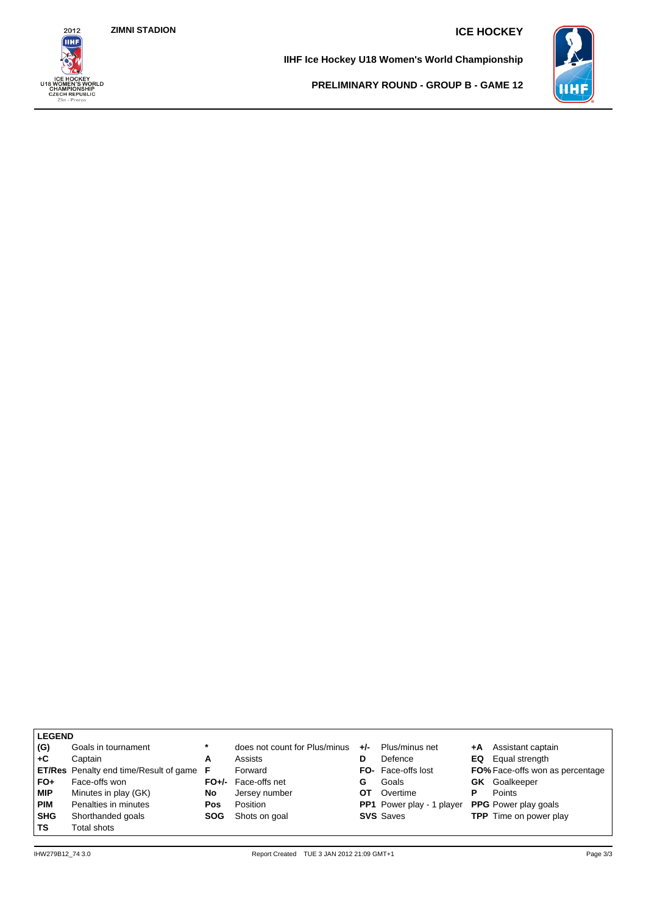## LEGEND

| | | | | | | | |
|---|---|---|---|---|---|---|---|
| **(G)** | Goals in tournament | **\*** | does not count for Plus/minus | **+/-** | Plus/minus net | **+A** | Assistant captain |
| **+C** | Captain | **A** | Assists | **D** | Defence | **EQ** | Equal strength |
| **ET/Res** | Penalty end time/Result of game | **F** | Forward | **FO-** | Face-offs lost | **FO%** | Face-offs won as percentage |
| **FO+** | Face-offs won | **FO+/-** | Face-offs net | **G** | Goals | **GK** | Goalkeeper |
| **MIP** | Minutes in play (GK) | **No** | Jersey number | **OT** | Overtime | **P** | Points |
| **PIM** | Penalties in minutes | **Pos** | Position | **PP1** | Power play - 1 player | **PPG** | Power play goals |
| **SHG** | Shorthanded goals | **SOG** | Shots on goal | **SVS** | Saves | **TPP** | Time on power play |
| **TS** | Total shots | | | | | | |

IHW279B12_74 3.0 Report Created TUE 3 JAN 2012 21:09 GMT+1